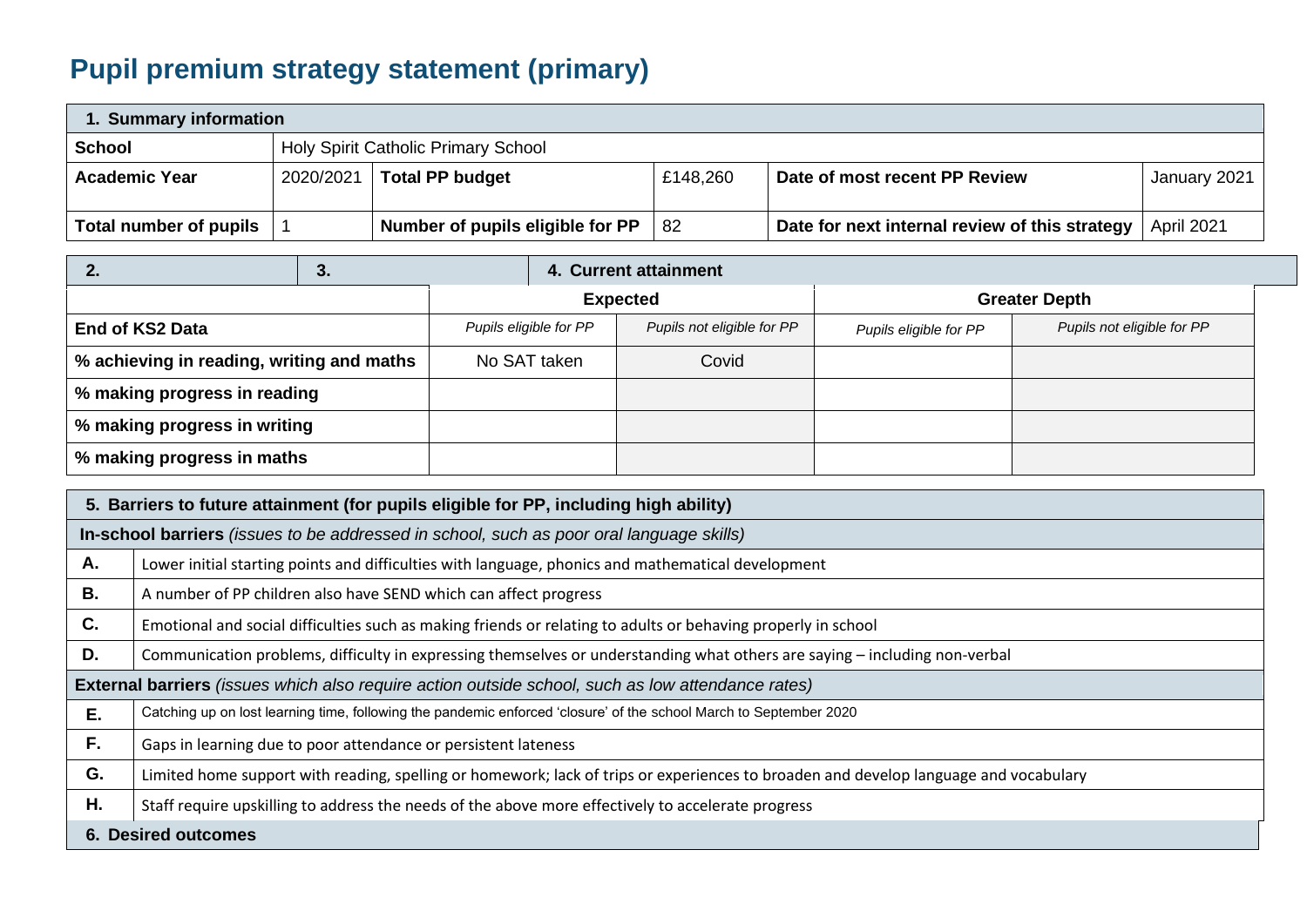# Pupil premium strategy statement (primary)

| 1. Summary information | | | | | |
|---|---|---|---|---|---|
| **School** | Holy Spirit Catholic Primary School | | | | |
| **Academic Year** | 2020/2021 | **Total PP budget** | £148,260 | **Date of most recent PP Review** | January 2021 |
| **Total number of pupils** | 1 | **Number of pupils eligible for PP** | 82 | **Date for next internal review of this strategy** | April 2021 |

| **2.** | **3.** | **4. Current attainment** | | | |
|---|---|---|---|---|---|
| | | **Expected** | | **Greater Depth** | |
| **End of KS2 Data** | | *Pupils eligible for PP* | *Pupils not eligible for PP* | *Pupils eligible for PP* | *Pupils not eligible for PP* |
| **% achieving in reading, writing and maths** | | No SAT taken | Covid | | |
| **% making progress in reading** | | | | | |
| **% making progress in writing** | | | | | |
| **% making progress in maths** | | | | | |

| 5. Barriers to future attainment (for pupils eligible for PP, including high ability) | |
|---|---|
| **In-school barriers** *(issues to be addressed in school, such as poor oral language skills)* | |
| **A.** | Lower initial starting points and difficulties with language, phonics and mathematical development |
| **B.** | A number of PP children also have SEND which can affect progress |
| **C.** | Emotional and social difficulties such as making friends or relating to adults or behaving properly in school |
| **D.** | Communication problems, difficulty in expressing themselves or understanding what others are saying – including non-verbal |
| **External barriers** *(issues which also require action outside school, such as low attendance rates)* | |
| **E.** | Catching up on lost learning time, following the pandemic enforced 'closure' of the school March to September 2020 |
| **F.** | Gaps in learning due to poor attendance or persistent lateness |
| **G.** | Limited home support with reading, spelling or homework; lack of trips or experiences to broaden and develop language and vocabulary |
| **H.** | Staff require upskilling to address the needs of the above more effectively to accelerate progress |

**6. Desired outcomes**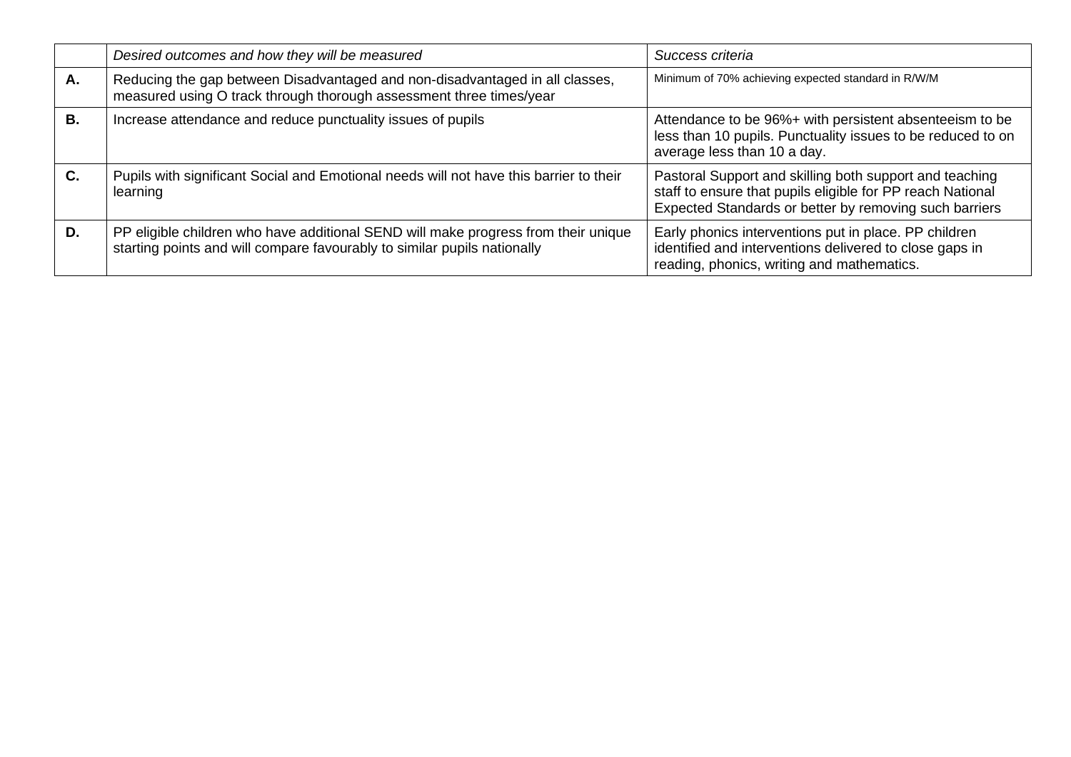| | *Desired outcomes and how they will be measured* | *Success criteria* |
|---|---|---|
| **A.** | Reducing the gap between Disadvantaged and non-disadvantaged in all classes, measured using O track through thorough assessment three times/year | Minimum of 70% achieving expected standard in R/W/M |
| **B.** | Increase attendance and reduce punctuality issues of pupils | Attendance to be 96%+ with persistent absenteeism to be less than 10 pupils. Punctuality issues to be reduced to on average less than 10 a day. |
| **C.** | Pupils with significant Social and Emotional needs will not have this barrier to their learning | Pastoral Support and skilling both support and teaching staff to ensure that pupils eligible for PP reach National Expected Standards or better by removing such barriers |
| **D.** | PP eligible children who have additional SEND will make progress from their unique starting points and will compare favourably to similar pupils nationally | Early phonics interventions put in place. PP children identified and interventions delivered to close gaps in reading, phonics, writing and mathematics. |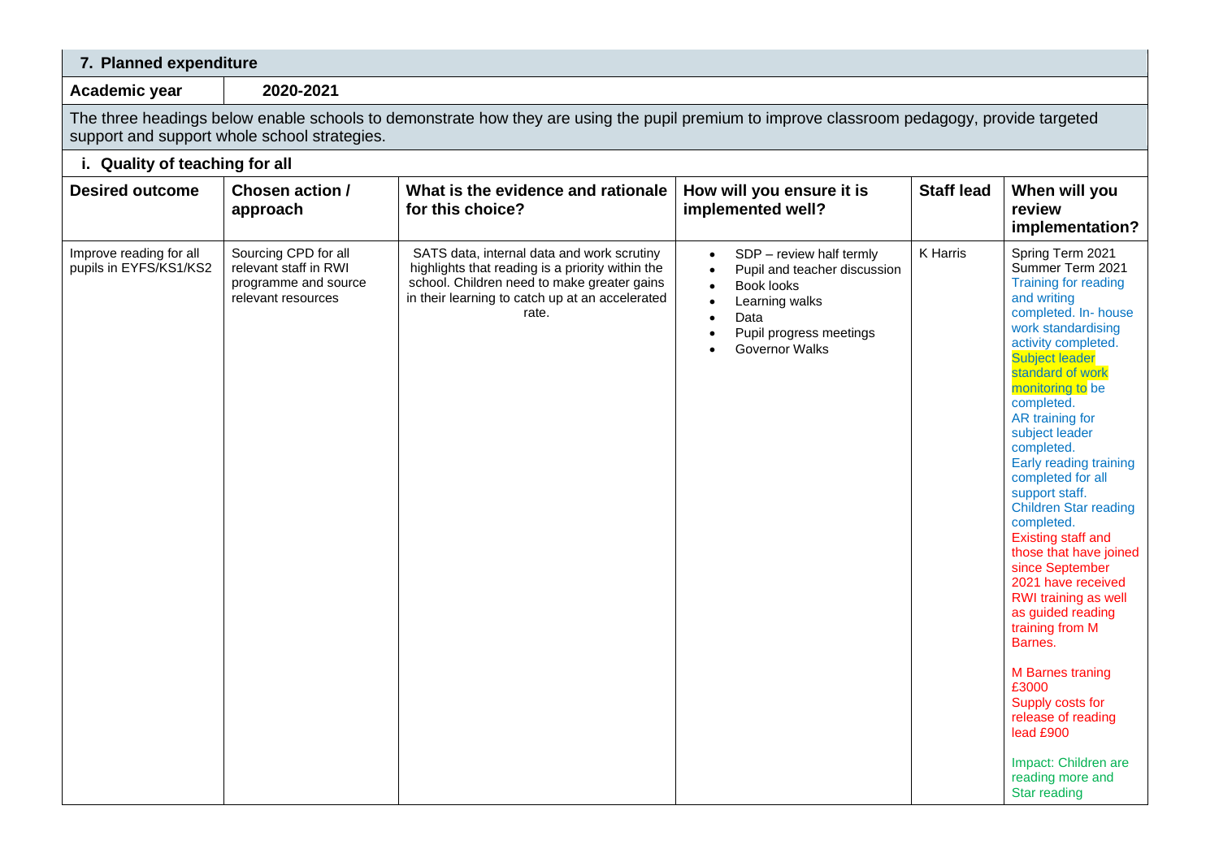## 7. Planned expenditure

| Academic year | 2020-2021 |
|---|---|

The three headings below enable schools to demonstrate how they are using the pupil premium to improve classroom pedagogy, provide targeted support and support whole school strategies.

### i. Quality of teaching for all

| Desired outcome | Chosen action / approach | What is the evidence and rationale for this choice? | How will you ensure it is implemented well? | Staff lead | When will you review implementation? |
|---|---|---|---|---|---|
| Improve reading for all pupils in EYFS/KS1/KS2 | Sourcing CPD for all relevant staff in RWI programme and source relevant resources | SATS data, internal data and work scrutiny highlights that reading is a priority within the school. Children need to make greater gains in their learning to catch up at an accelerated rate. | • SDP – review half termly<br>• Pupil and teacher discussion<br>• Book looks<br>• Learning walks<br>• Data<br>• Pupil progress meetings<br>• Governor Walks | K Harris | Spring Term 2021<br>Summer Term 2021<br>Training for reading and writing completed. In- house work standardising activity completed. Subject leader standard of work monitoring to be completed.<br>AR training for subject leader completed.<br>Early reading training completed for all support staff.<br>Children Star reading completed.<br>Existing staff and those that have joined since September 2021 have received RWI training as well as guided reading training from M Barnes.<br><br>M Barnes traning £3000<br>Supply costs for release of reading lead £900<br><br>Impact: Children are reading more and Star reading |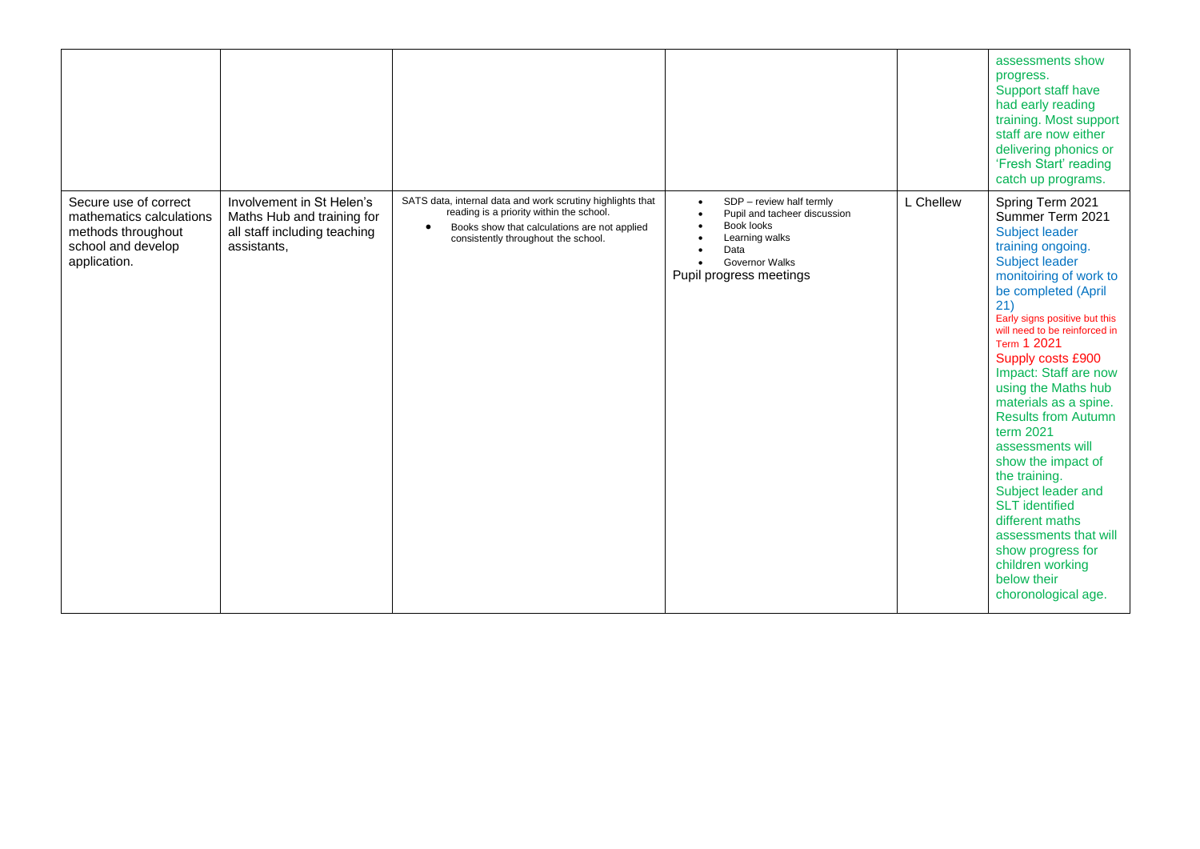| | | | | | |
|---|---|---|---|---|---|
| | | | | | assessments show progress.<br>Support staff have had early reading training. Most support staff are now either delivering phonics or 'Fresh Start' reading catch up programs. |
| Secure use of correct mathematics calculations methods throughout school and develop application. | Involvement in St Helen's Maths Hub and training for all staff including teaching assistants, | SATS data, internal data and work scrutiny highlights that reading is a priority within the school.<br>• Books show that calculations are not applied consistently throughout the school. | • SDP – review half termly<br>• Pupil and tacheer discussion<br>• Book looks<br>• Learning walks<br>• Data<br>• Governor Walks<br>Pupil progress meetings | L Chellew | Spring Term 2021<br>Summer Term 2021<br>Subject leader training ongoing.<br>Subject leader monitoiring of work to be completed (April 21)<br>Early signs positive but this will need to be reinforced in Term 1 2021<br>Supply costs £900<br>Impact: Staff are now using the Maths hub materials as a spine. Results from Autumn term 2021 assessments will show the impact of the training.<br>Subject leader and SLT identified different maths assessments that will show progress for children working below their choronological age. |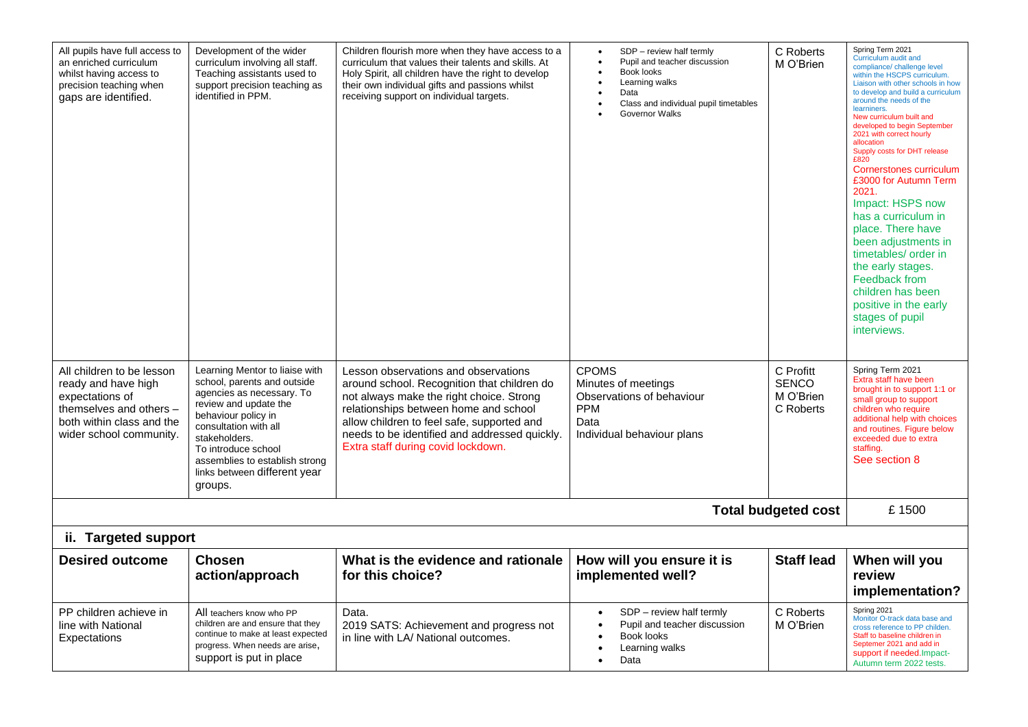| | | | | | |
|---|---|---|---|---|---|
| All pupils have full access to an enriched curriculum whilst having access to precision teaching when gaps are identified. | Development of the wider curriculum involving all staff. Teaching assistants used to support precision teaching as identified in PPM. | Children flourish more when they have access to a curriculum that values their talents and skills. At Holy Spirit, all children have the right to develop their own individual gifts and passions whilst receiving support on individual targets. | • SDP – review half termly<br>• Pupil and teacher discussion<br>• Book looks<br>• Learning walks<br>• Data<br>• Class and individual pupil timetables<br>• Governor Walks | C Roberts<br>M O'Brien | Spring Term 2021<br>Curriculum audit and compliance/ challenge level within the HSCPS curriculum. Liaison with other schools in how to develop and build a curriculum around the needs of the learniners.<br>New curriculum built and developed to begin September 2021 with correct hourly allocation<br>Supply costs for DHT release £820<br>Cornerstones curriculum £3000 for Autumn Term 2021.<br>Impact: HSPS now has a curriculum in place. There have been adjustments in timetables/ order in the early stages. Feedback from children has been positive in the early stages of pupil interviews. |
| All children to be lesson ready and have high expectations of themselves and others – both within class and the wider school community. | Learning Mentor to liaise with school, parents and outside agencies as necessary. To review and update the behaviour policy in consultation with all stakeholders.<br>To introduce school assemblies to establish strong links between different year groups. | Lesson observations and observations around school. Recognition that children do not always make the right choice. Strong relationships between home and school allow children to feel safe, supported and needs to be identified and addressed quickly. Extra staff during covid lockdown. | CPOMS<br>Minutes of meetings<br>Observations of behaviour<br>PPM<br>Data<br>Individual behaviour plans | C Profitt<br>SENCO<br>M O'Brien<br>C Roberts | Spring Term 2021<br>Extra staff have been brought in to support 1:1 or small group to support children who require additional help with choices and routines. Figure below exceeded due to extra staffing.<br>See section 8 |
| | | | | **Total budgeted cost** | £ 1500 |

## ii. Targeted support

| Desired outcome | Chosen action/approach | What is the evidence and rationale for this choice? | How will you ensure it is implemented well? | Staff lead | When will you review implementation? |
|---|---|---|---|---|---|
| PP children achieve in line with National Expectations | All teachers know who PP children are and ensure that they continue to make at least expected progress. When needs are arise, support is put in place | Data.<br>2019 SATS: Achievement and progress not in line with LA/ National outcomes. | • SDP – review half termly<br>• Pupil and teacher discussion<br>• Book looks<br>• Learning walks<br>• Data | C Roberts<br>M O'Brien | Spring 2021<br>Monitor O-track data base and cross reference to PP childen. Staff to baseline children in Septemer 2021 and add in support if needed.Impact- Autumn term 2022 tests. |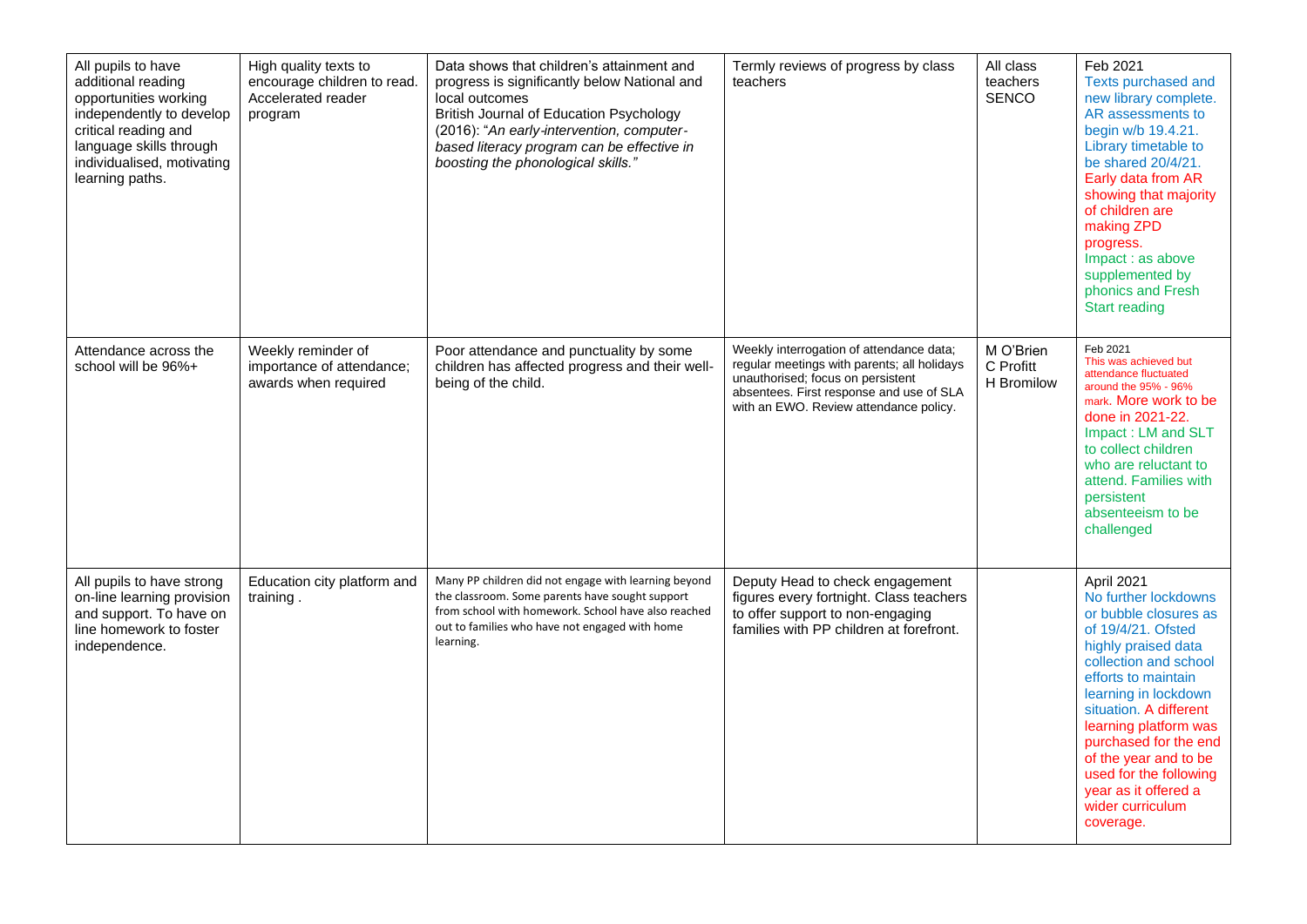| All pupils to have additional reading opportunities working independently to develop critical reading and language skills through individualised, motivating learning paths. | High quality texts to encourage children to read. Accelerated reader program | Data shows that children's attainment and progress is significantly below National and local outcomes<br>British Journal of Education Psychology (2016): "*An early-intervention, computer-based literacy program can be effective in boosting the phonological skills.*" | Termly reviews of progress by class teachers | All class teachers<br>SENCO | Feb 2021<br>Texts purchased and new library complete. AR assessments to begin w/b 19.4.21. Library timetable to be shared 20/4/21. Early data from AR showing that majority of children are making ZPD progress.<br>Impact : as above supplemented by phonics and Fresh Start reading |
|---|---|---|---|---|---|
| Attendance across the school will be 96%+ | Weekly reminder of importance of attendance; awards when required | Poor attendance and punctuality by some children has affected progress and their well-being of the child. | Weekly interrogation of attendance data; regular meetings with parents; all holidays unauthorised; focus on persistent absentees. First response and use of SLA with an EWO. Review attendance policy. | M O'Brien<br>C Profitt<br>H Bromilow | Feb 2021<br>This was achieved but attendance fluctuated around the 95% - 96% mark. More work to be done in 2021-22.<br>Impact : LM and SLT to collect children who are reluctant to attend. Families with persistent absenteeism to be challenged |
| All pupils to have strong on-line learning provision and support. To have on line homework to foster independence. | Education city platform and training . | Many PP children did not engage with learning beyond the classroom. Some parents have sought support from school with homework. School have also reached out to families who have not engaged with home learning. | Deputy Head to check engagement figures every fortnight. Class teachers to offer support to non-engaging families with PP children at forefront. | | April 2021<br>No further lockdowns or bubble closures as of 19/4/21. Ofsted highly praised data collection and school efforts to maintain learning in lockdown situation. A different learning platform was purchased for the end of the year and to be used for the following year as it offered a wider curriculum coverage. |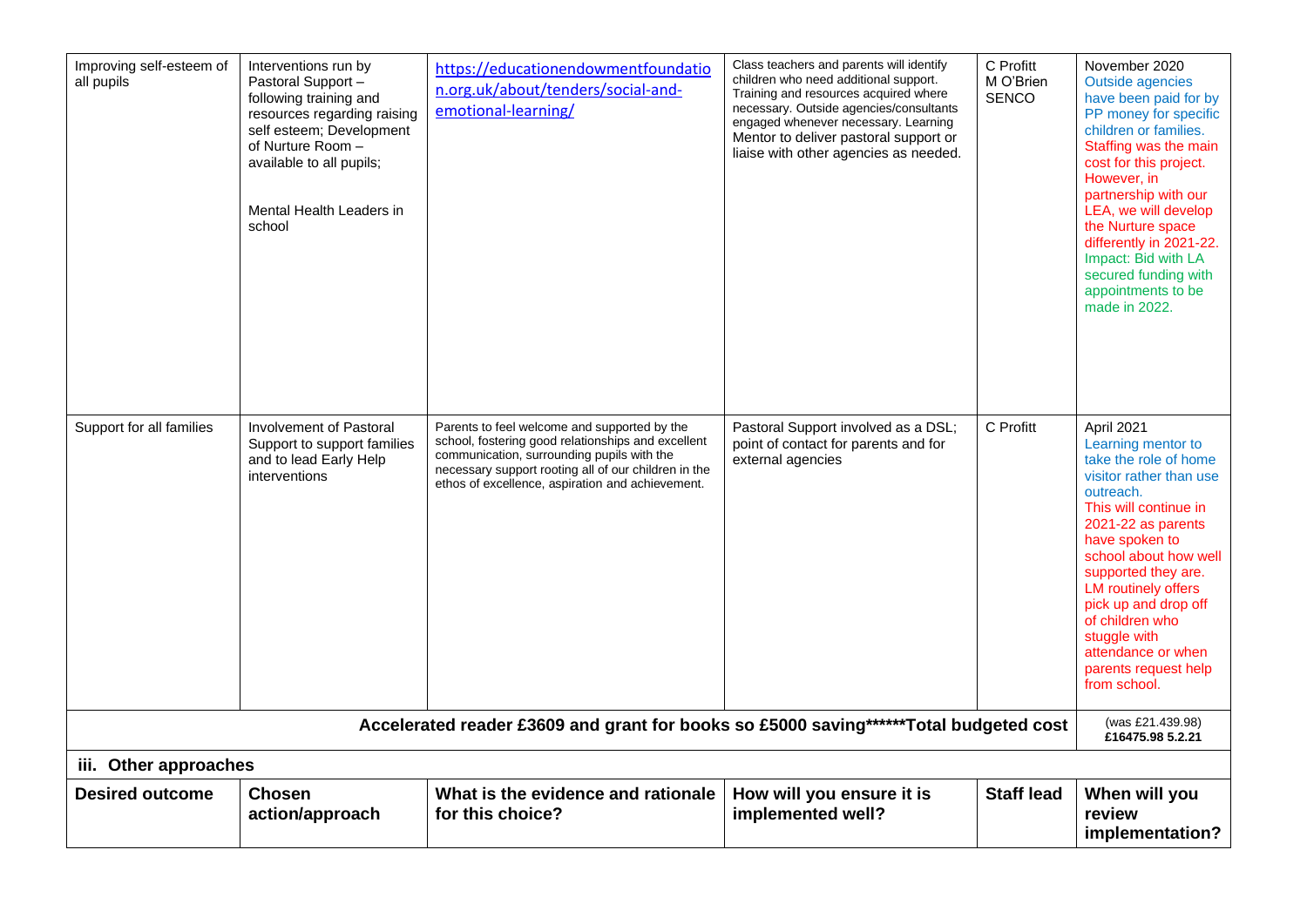| Improving self-esteem of all pupils | Interventions run by Pastoral Support – following training and resources regarding raising self esteem; Development of Nurture Room – available to all pupils;<br><br>Mental Health Leaders in school | https://educationendowmentfoundation.org.uk/about/tenders/social-and-emotional-learning/ | Class teachers and parents will identify children who need additional support. Training and resources acquired where necessary. Outside agencies/consultants engaged whenever necessary. Learning Mentor to deliver pastoral support or liaise with other agencies as needed. | C Profitt<br>M O'Brien<br>SENCO | November 2020<br>Outside agencies have been paid for by PP money for specific children or families. Staffing was the main cost for this project. However, in partnership with our LEA, we will develop the Nurture space differently in 2021-22. Impact: Bid with LA secured funding with appointments to be made in 2022. |
|---|---|---|---|---|---|
| Support for all families | Involvement of Pastoral Support to support families and to lead Early Help interventions | Parents to feel welcome and supported by the school, fostering good relationships and excellent communication, surrounding pupils with the necessary support rooting all of our children in the ethos of excellence, aspiration and achievement. | Pastoral Support involved as a DSL; point of contact for parents and for external agencies | C Profitt | April 2021<br>Learning mentor to take the role of home visitor rather than use outreach.<br>This will continue in 2021-22 as parents have spoken to school about how well supported they are. LM routinely offers pick up and drop off of children who stuggle with attendance or when parents request help from school. |
| **Accelerated reader £3609 and grant for books so £5000 saving******Total budgeted cost** | | | | | (was £21.439.98)<br>**£16475.98 5.2.21** |

### iii. Other approaches

| Desired outcome | Chosen action/approach | What is the evidence and rationale for this choice? | How will you ensure it is implemented well? | Staff lead | When will you review implementation? |
|---|---|---|---|---|---|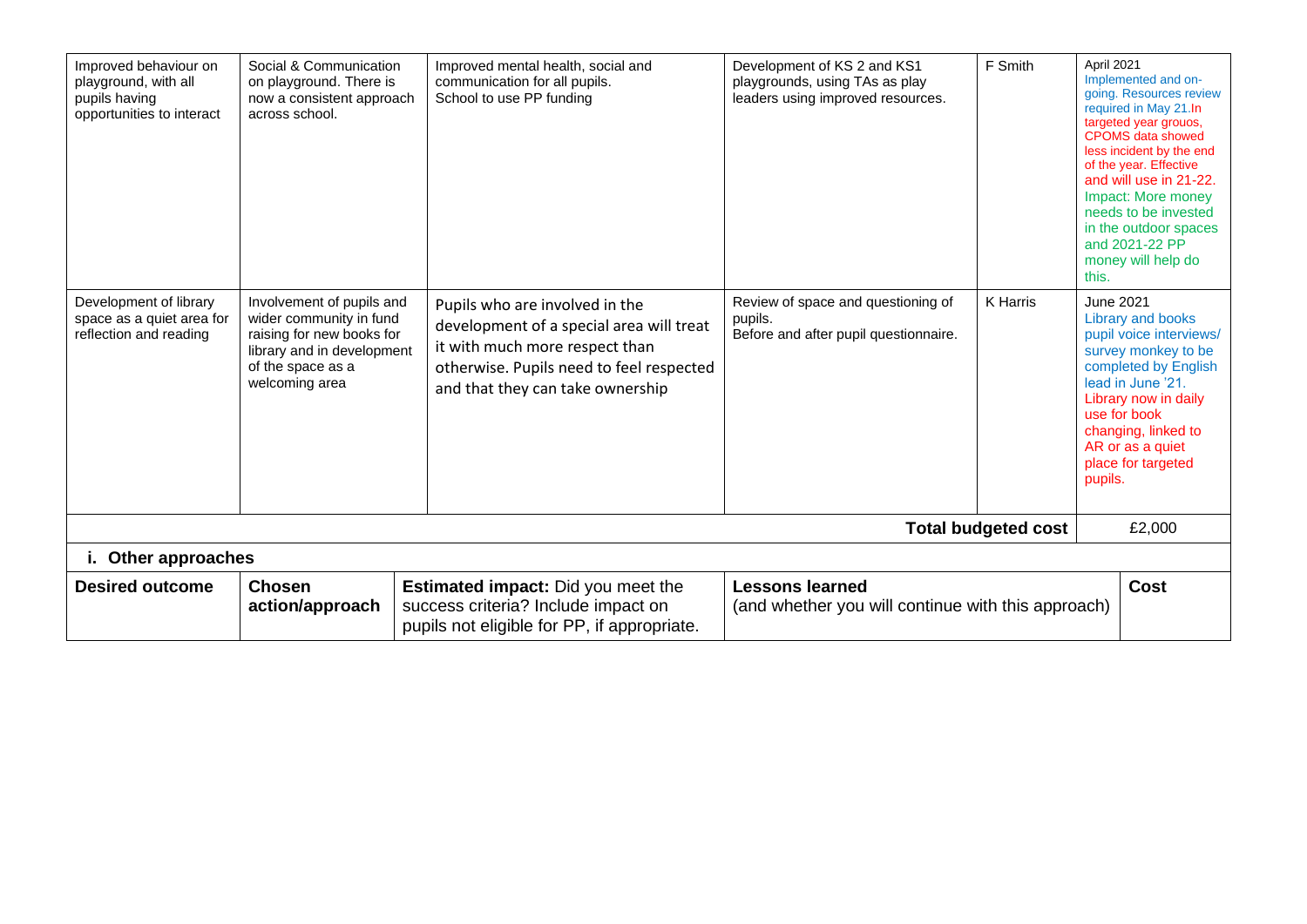| | | | | | |
|---|---|---|---|---|---|
| Improved behaviour on playground, with all pupils having opportunities to interact | Social & Communication on playground. There is now a consistent approach across school. | Improved mental health, social and communication for all pupils. School to use PP funding | Development of KS 2 and KS1 playgrounds, using TAs as play leaders using improved resources. | F Smith | April 2021 Implemented and on-going. Resources review required in May 21.In targeted year grouos, CPOMS data showed less incident by the end of the year. Effective and will use in 21-22. Impact: More money needs to be invested in the outdoor spaces and 2021-22 PP money will help do this. |
| Development of library space as a quiet area for reflection and reading | Involvement of pupils and wider community in fund raising for new books for library and in development of the space as a welcoming area | Pupils who are involved in the development of a special area will treat it with much more respect than otherwise. Pupils need to feel respected and that they can take ownership | Review of space and questioning of pupils. Before and after pupil questionnaire. | K Harris | June 2021 Library and books pupil voice interviews/ survey monkey to be completed by English lead in June '21. Library now in daily use for book changing, linked to AR or as a quiet place for targeted pupils. |
| | | | | **Total budgeted cost** | £2,000 |

**i. Other approaches**

| Desired outcome | Chosen action/approach | Estimated impact: Did you meet the success criteria? Include impact on pupils not eligible for PP, if appropriate. | Lessons learned (and whether you will continue with this approach) | Cost |
|---|---|---|---|---|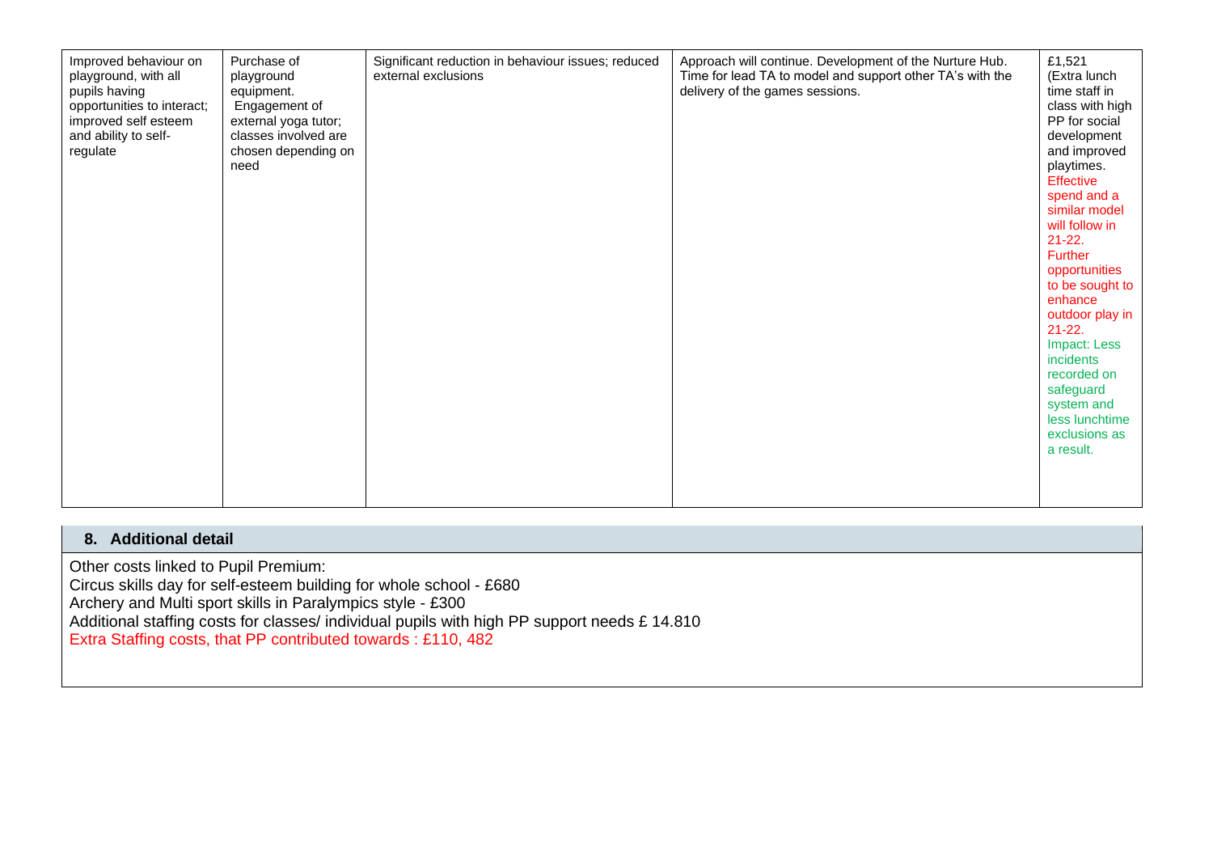| | | | | |
|---|---|---|---|---|
| Improved behaviour on playground, with all pupils having opportunities to interact; improved self esteem and ability to self-regulate | Purchase of playground equipment. Engagement of external yoga tutor; classes involved are chosen depending on need | Significant reduction in behaviour issues; reduced external exclusions | Approach will continue. Development of the Nurture Hub. Time for lead TA to model and support other TA's with the delivery of the games sessions. | £1,521 (Extra lunch time staff in class with high PP for social development and improved playtimes. Effective spend and a similar model will follow in 21-22. Further opportunities to be sought to enhance outdoor play in 21-22. Impact: Less incidents recorded on safeguard system and less lunchtime exclusions as a result. |

## 8. Additional detail

Other costs linked to Pupil Premium:
Circus skills day for self-esteem building for whole school - £680
Archery and Multi sport skills in Paralympics style - £300
Additional staffing costs for classes/ individual pupils with high PP support needs £ 14.810
Extra Staffing costs, that PP contributed towards : £110, 482